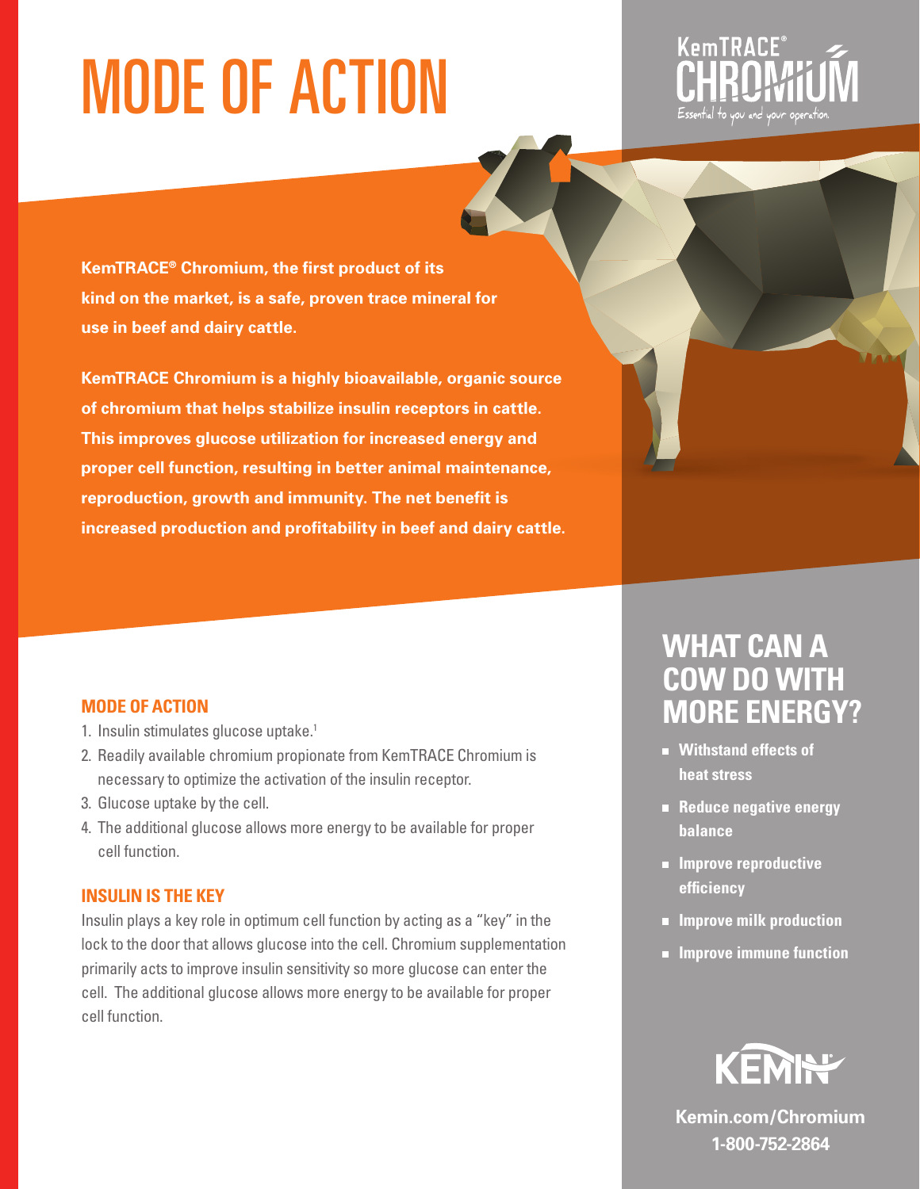# MODE OF ACTION

KemTRACE® CHROMIUM
Essential to you and your operation.

**KemTRACE® Chromium, the first product of its kind on the market, is a safe, proven trace mineral for use in beef and dairy cattle.**

**KemTRACE Chromium is a highly bioavailable, organic source of chromium that helps stabilize insulin receptors in cattle. This improves glucose utilization for increased energy and proper cell function, resulting in better animal maintenance, reproduction, growth and immunity. The net benefit is increased production and profitability in beef and dairy cattle.**

### MODE OF ACTION

1. Insulin stimulates glucose uptake.[1]
2. Readily available chromium propionate from KemTRACE Chromium is necessary to optimize the activation of the insulin receptor.
3. Glucose uptake by the cell.
4. The additional glucose allows more energy to be available for proper cell function.

### INSULIN IS THE KEY

Insulin plays a key role in optimum cell function by acting as a "key" in the lock to the door that allows glucose into the cell. Chromium supplementation primarily acts to improve insulin sensitivity so more glucose can enter the cell. The additional glucose allows more energy to be available for proper cell function.

## WHAT CAN A COW DO WITH MORE ENERGY?

- **Withstand effects of heat stress**
- **Reduce negative energy balance**
- **Improve reproductive efficiency**
- **Improve milk production**
- **Improve immune function**

KEMIN

**Kemin.com/Chromium**
**1-800-752-2864**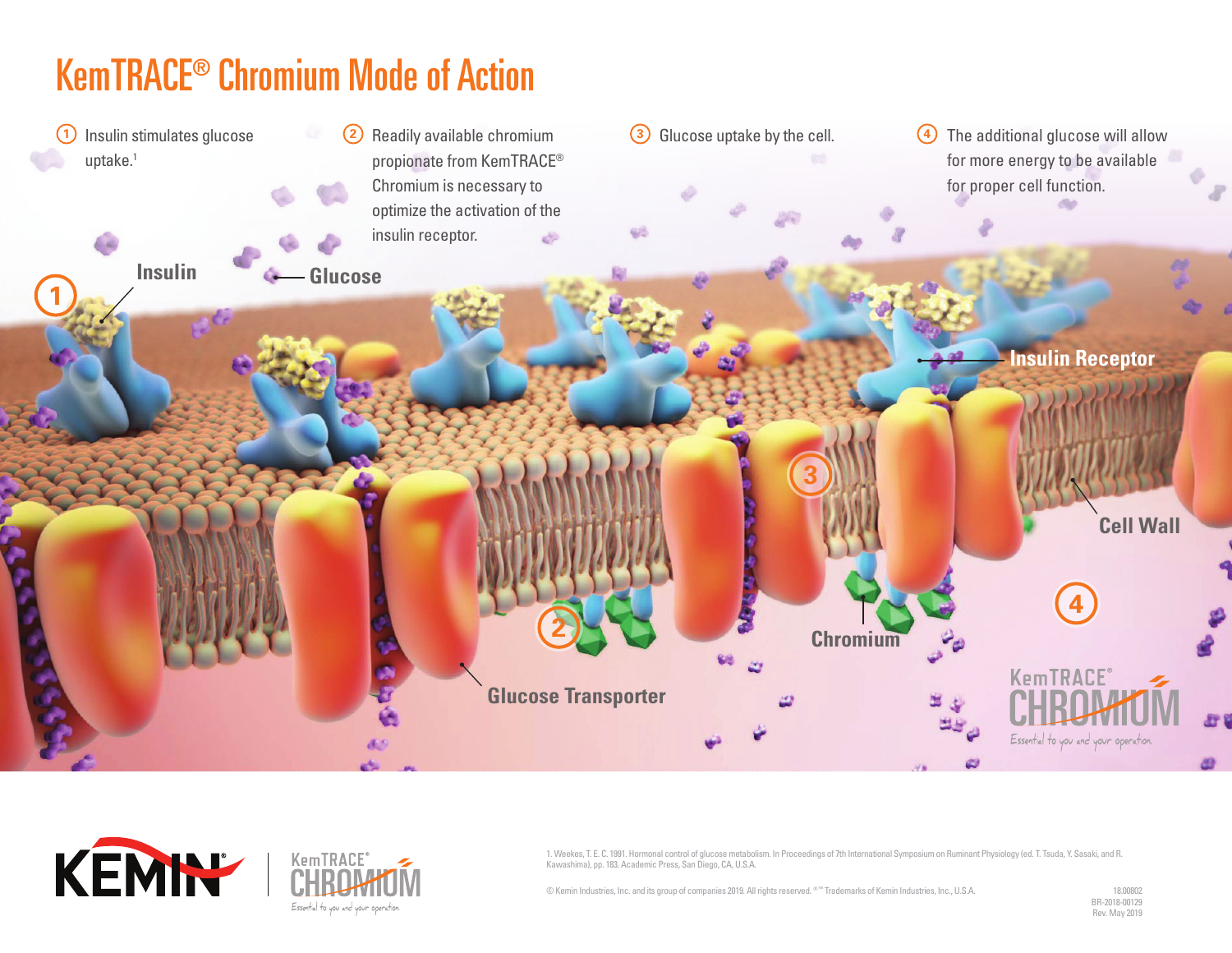# KemTRACE® Chromium Mode of Action

1. Insulin stimulates glucose uptake.[1]
2. Readily available chromium propionate from KemTRACE® Chromium is necessary to optimize the activation of the insulin receptor.
3. Glucose uptake by the cell.
4. The additional glucose will allow for more energy to be available for proper cell function.

Insulin

Glucose

Insulin Receptor

Cell Wall

Chromium

Glucose Transporter

KemTRACE® CHROMIUM

Essential to you and your operation

KEMIN®

KemTRACE® CHROMIUM

Essential to you and your operation

1. Weekes, T. E. C. 1991. Hormonal control of glucose metabolism. In Proceedings of 7th International Symposium on Ruminant Physiology (ed. T. Tsuda, Y. Sasaki, and R. Kawashima), pp. 183. Academic Press, San Diego, CA, U.S.A.

© Kemin Industries, Inc. and its group of companies 2019. All rights reserved. ®™ Trademarks of Kemin Industries, Inc., U.S.A.

18.00802
BR-2018-00129
Rev. May 2019